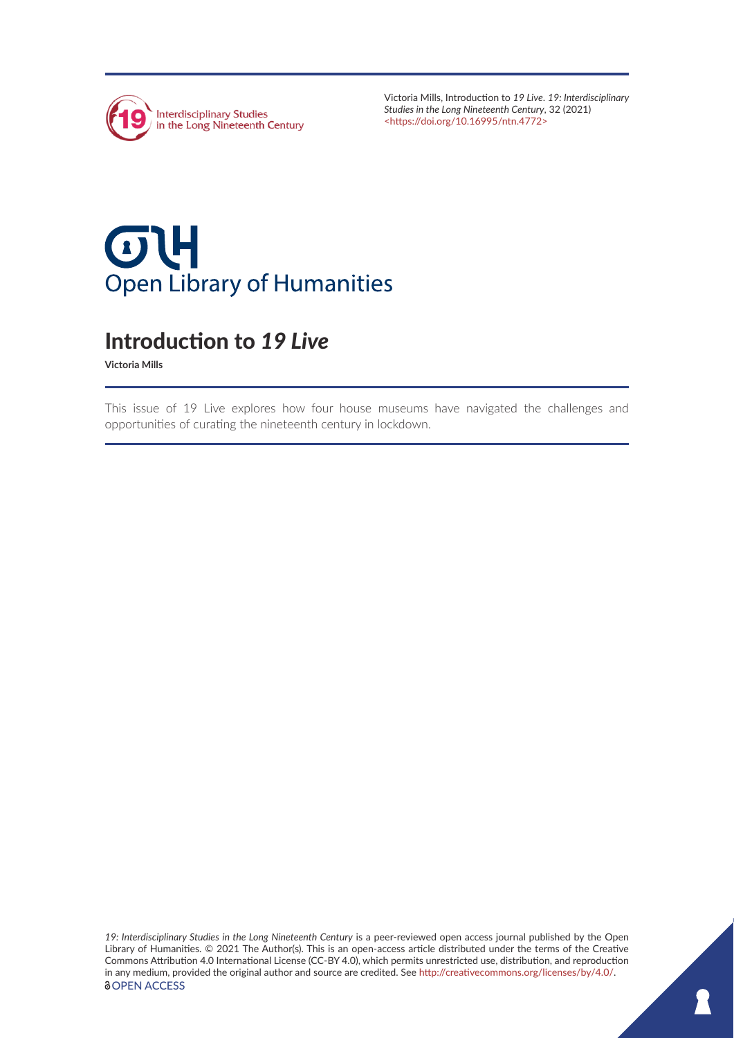Victoria Mills, Introduction to *19 Live*. *19: Interdisciplinary Studies in the Long Nineteenth Century*, 32 (2021) <https://doi.org/10.16995/ntn.4772>

# Introduction to *19 Live*

**Victoria Mills**

This issue of 19 Live explores how four house museums have navigated the challenges and opportunities of curating the nineteenth century in lockdown.

*19: Interdisciplinary Studies in the Long Nineteenth Century* is a peer-reviewed open access journal published by the Open Library of Humanities. © 2021 The Author(s). This is an open-access article distributed under the terms of the Creative Commons Attribution 4.0 International License (CC-BY 4.0), which permits unrestricted use, distribution, and reproduction in any medium, provided the original author and source are credited. See http://creativecommons.org/licenses/by/4.0/.

OPEN ACCESS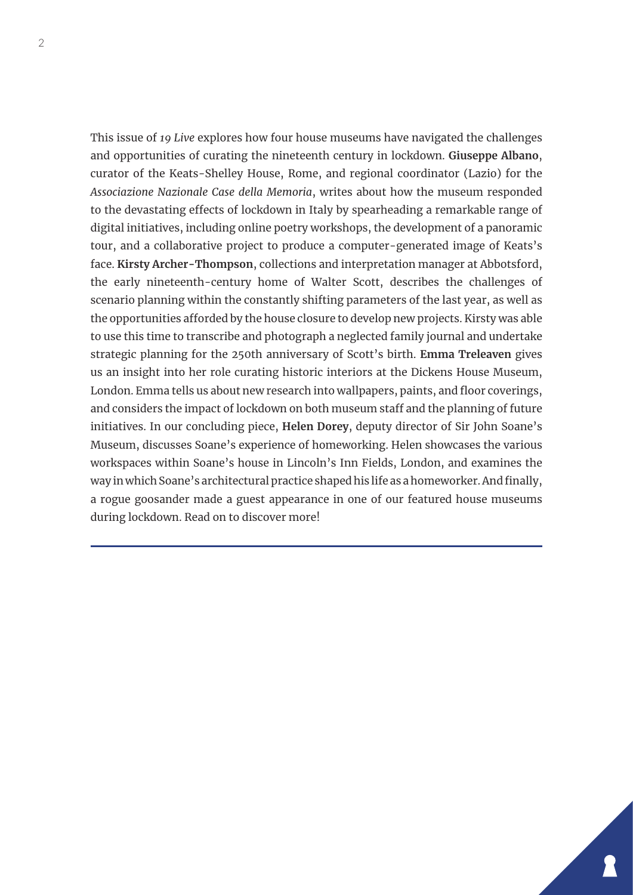This issue of *19 Live* explores how four house museums have navigated the challenges and opportunities of curating the nineteenth century in lockdown. **Giuseppe Albano**, curator of the Keats-Shelley House, Rome, and regional coordinator (Lazio) for the *Associazione Nazionale Case della Memoria*, writes about how the museum responded to the devastating effects of lockdown in Italy by spearheading a remarkable range of digital initiatives, including online poetry workshops, the development of a panoramic tour, and a collaborative project to produce a computer-generated image of Keats's face. **Kirsty Archer-Thompson**, collections and interpretation manager at Abbotsford, the early nineteenth-century home of Walter Scott, describes the challenges of scenario planning within the constantly shifting parameters of the last year, as well as the opportunities afforded by the house closure to develop new projects. Kirsty was able to use this time to transcribe and photograph a neglected family journal and undertake strategic planning for the 250th anniversary of Scott's birth. **Emma Treleaven** gives us an insight into her role curating historic interiors at the Dickens House Museum, London. Emma tells us about new research into wallpapers, paints, and floor coverings, and considers the impact of lockdown on both museum staff and the planning of future initiatives. In our concluding piece, **Helen Dorey**, deputy director of Sir John Soane's Museum, discusses Soane's experience of homeworking. Helen showcases the various workspaces within Soane's house in Lincoln's Inn Fields, London, and examines the way in which Soane's architectural practice shaped his life as a homeworker. And finally, a rogue goosander made a guest appearance in one of our featured house museums during lockdown. Read on to discover more!